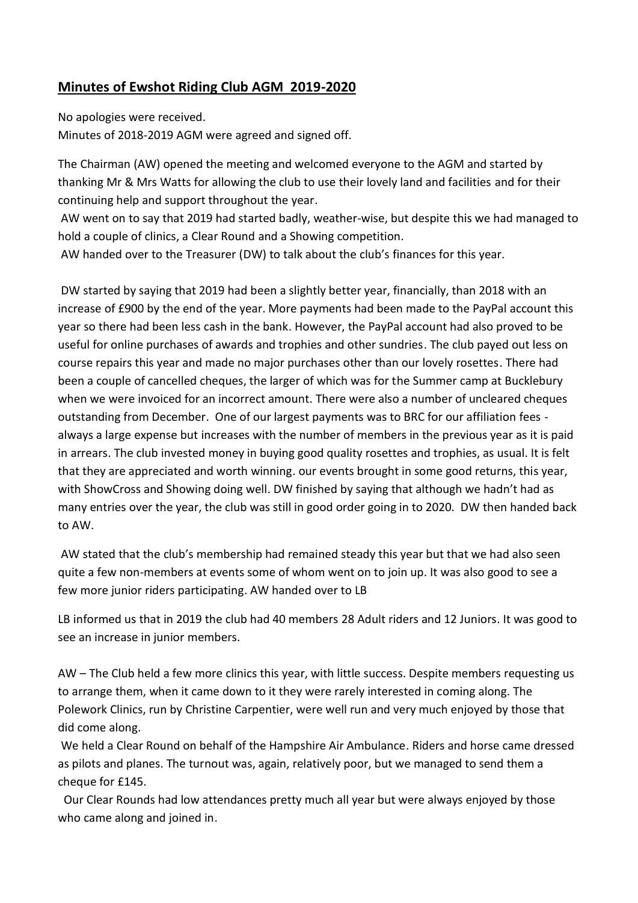# **Minutes of Ewshot Riding Club AGM 2019-2020**

No apologies were received.
Minutes of 2018-2019 AGM were agreed and signed off.

The Chairman (AW) opened the meeting and welcomed everyone to the AGM and started by thanking Mr & Mrs Watts for allowing the club to use their lovely land and facilities and for their continuing help and support throughout the year.
AW went on to say that 2019 had started badly, weather-wise, but despite this we had managed to hold a couple of clinics, a Clear Round and a Showing competition.
AW handed over to the Treasurer (DW) to talk about the club's finances for this year.

DW started by saying that 2019 had been a slightly better year, financially, than 2018 with an increase of £900 by the end of the year. More payments had been made to the PayPal account this year so there had been less cash in the bank. However, the PayPal account had also proved to be useful for online purchases of awards and trophies and other sundries. The club payed out less on course repairs this year and made no major purchases other than our lovely rosettes. There had been a couple of cancelled cheques, the larger of which was for the Summer camp at Bucklebury when we were invoiced for an incorrect amount. There were also a number of uncleared cheques outstanding from December. One of our largest payments was to BRC for our affiliation fees - always a large expense but increases with the number of members in the previous year as it is paid in arrears. The club invested money in buying good quality rosettes and trophies, as usual. It is felt that they are appreciated and worth winning. our events brought in some good returns, this year, with ShowCross and Showing doing well. DW finished by saying that although we hadn't had as many entries over the year, the club was still in good order going in to 2020. DW then handed back to AW.

AW stated that the club's membership had remained steady this year but that we had also seen quite a few non-members at events some of whom went on to join up. It was also good to see a few more junior riders participating. AW handed over to LB

LB informed us that in 2019 the club had 40 members 28 Adult riders and 12 Juniors. It was good to see an increase in junior members.

AW – The Club held a few more clinics this year, with little success. Despite members requesting us to arrange them, when it came down to it they were rarely interested in coming along. The Polework Clinics, run by Christine Carpentier, were well run and very much enjoyed by those that did come along.
We held a Clear Round on behalf of the Hampshire Air Ambulance. Riders and horse came dressed as pilots and planes. The turnout was, again, relatively poor, but we managed to send them a cheque for £145.
Our Clear Rounds had low attendances pretty much all year but were always enjoyed by those who came along and joined in.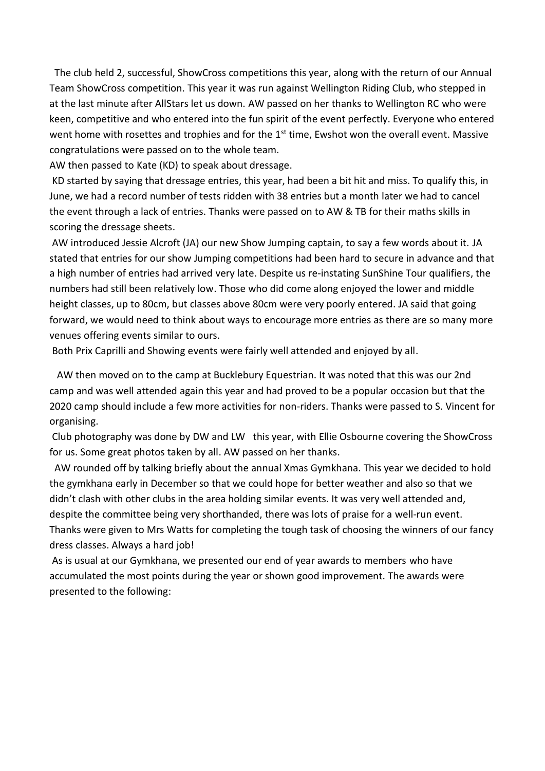The club held 2, successful, ShowCross competitions this year, along with the return of our Annual Team ShowCross competition. This year it was run against Wellington Riding Club, who stepped in at the last minute after AllStars let us down. AW passed on her thanks to Wellington RC who were keen, competitive and who entered into the fun spirit of the event perfectly. Everyone who entered went home with rosettes and trophies and for the 1st time, Ewshot won the overall event. Massive congratulations were passed on to the whole team.

AW then passed to Kate (KD) to speak about dressage.

KD started by saying that dressage entries, this year, had been a bit hit and miss. To qualify this, in June, we had a record number of tests ridden with 38 entries but a month later we had to cancel the event through a lack of entries. Thanks were passed on to AW & TB for their maths skills in scoring the dressage sheets.

AW introduced Jessie Alcroft (JA) our new Show Jumping captain, to say a few words about it. JA stated that entries for our show Jumping competitions had been hard to secure in advance and that a high number of entries had arrived very late. Despite us re-instating SunShine Tour qualifiers, the numbers had still been relatively low. Those who did come along enjoyed the lower and middle height classes, up to 80cm, but classes above 80cm were very poorly entered. JA said that going forward, we would need to think about ways to encourage more entries as there are so many more venues offering events similar to ours.

Both Prix Caprilli and Showing events were fairly well attended and enjoyed by all.

AW then moved on to the camp at Bucklebury Equestrian. It was noted that this was our 2nd camp and was well attended again this year and had proved to be a popular occasion but that the 2020 camp should include a few more activities for non-riders. Thanks were passed to S. Vincent for organising.

Club photography was done by DW and LW this year, with Ellie Osbourne covering the ShowCross for us. Some great photos taken by all. AW passed on her thanks.

AW rounded off by talking briefly about the annual Xmas Gymkhana. This year we decided to hold the gymkhana early in December so that we could hope for better weather and also so that we didn't clash with other clubs in the area holding similar events. It was very well attended and, despite the committee being very shorthanded, there was lots of praise for a well-run event. Thanks were given to Mrs Watts for completing the tough task of choosing the winners of our fancy dress classes. Always a hard job!

As is usual at our Gymkhana, we presented our end of year awards to members who have accumulated the most points during the year or shown good improvement. The awards were presented to the following: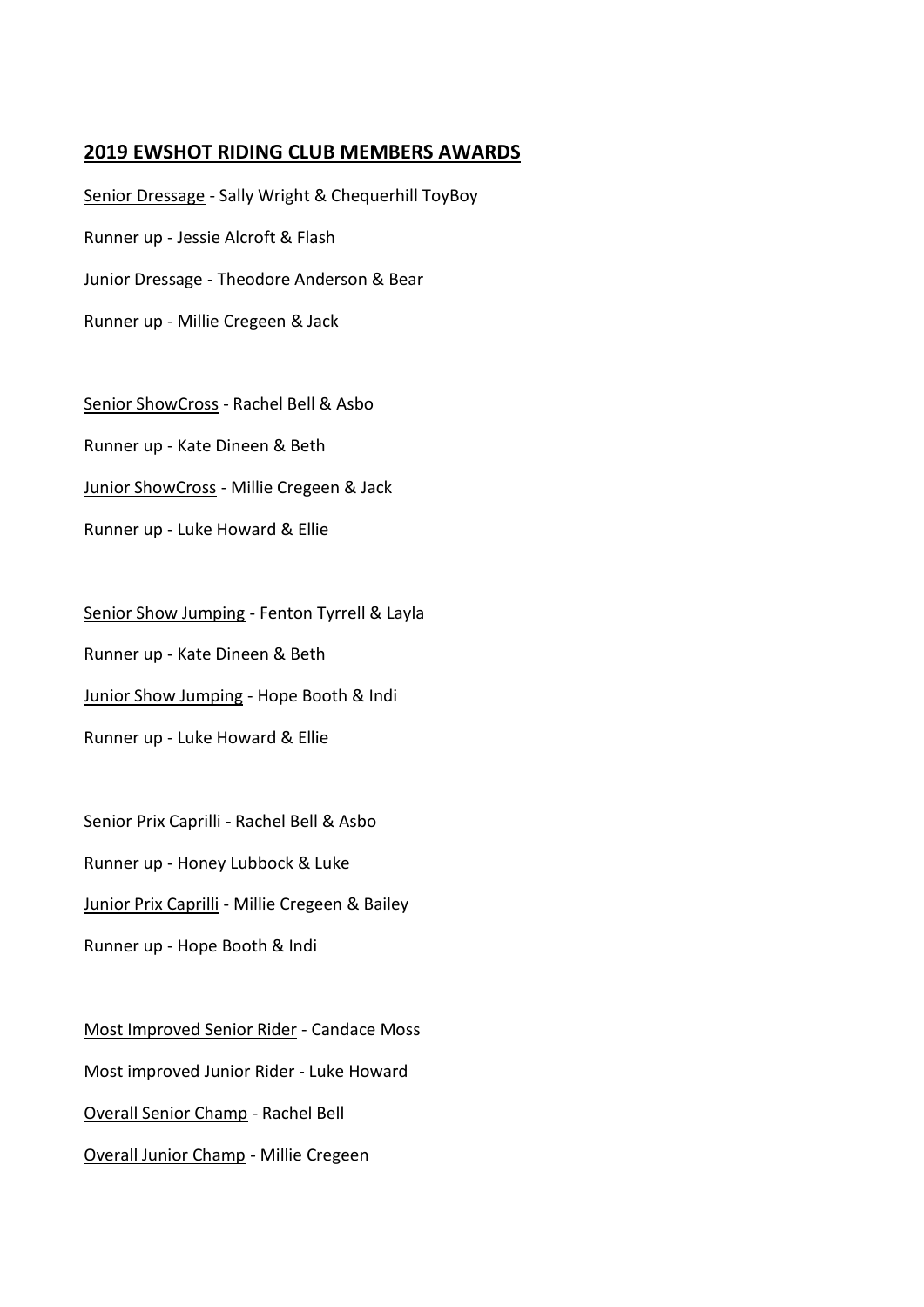## 2019 EWSHOT RIDING CLUB MEMBERS AWARDS

Senior Dressage - Sally Wright & Chequerhill ToyBoy

Runner up - Jessie Alcroft & Flash

Junior Dressage - Theodore Anderson & Bear

Runner up - Millie Cregeen & Jack

Senior ShowCross - Rachel Bell & Asbo

Runner up - Kate Dineen & Beth

Junior ShowCross - Millie Cregeen & Jack

Runner up - Luke Howard & Ellie

Senior Show Jumping - Fenton Tyrrell & Layla

Runner up - Kate Dineen & Beth

Junior Show Jumping - Hope Booth & Indi

Runner up - Luke Howard & Ellie

Senior Prix Caprilli - Rachel Bell & Asbo

Runner up - Honey Lubbock & Luke

Junior Prix Caprilli - Millie Cregeen & Bailey

Runner up - Hope Booth & Indi

Most Improved Senior Rider - Candace Moss

Most improved Junior Rider - Luke Howard

Overall Senior Champ - Rachel Bell

Overall Junior Champ - Millie Cregeen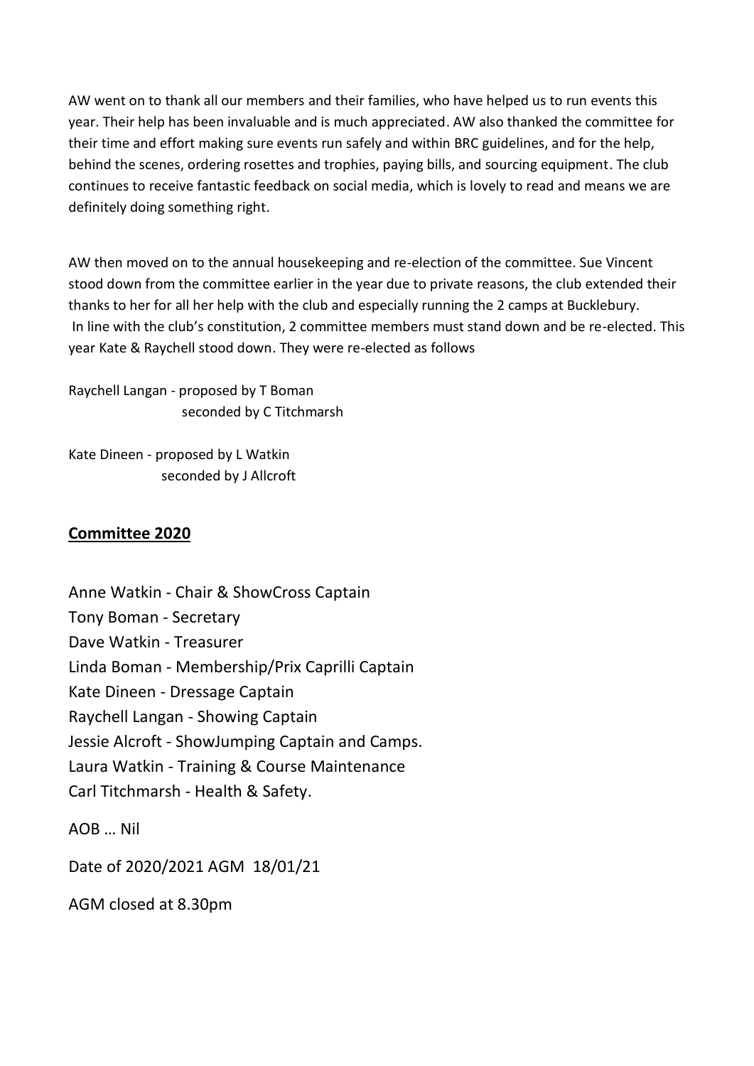AW went on to thank all our members and their families, who have helped us to run events this year. Their help has been invaluable and is much appreciated. AW also thanked the committee for their time and effort making sure events run safely and within BRC guidelines, and for the help, behind the scenes, ordering rosettes and trophies, paying bills, and sourcing equipment. The club continues to receive fantastic feedback on social media, which is lovely to read and means we are definitely doing something right.

AW then moved on to the annual housekeeping and re-election of the committee. Sue Vincent stood down from the committee earlier in the year due to private reasons, the club extended their thanks to her for all her help with the club and especially running the 2 camps at Bucklebury.
In line with the club's constitution, 2 committee members must stand down and be re-elected. This year Kate & Raychell stood down. They were re-elected as follows

Raychell Langan - proposed by T Boman
seconded by C Titchmarsh

Kate Dineen - proposed by L Watkin
seconded by J Allcroft

## Committee 2020

Anne Watkin - Chair & ShowCross Captain
Tony Boman - Secretary
Dave Watkin - Treasurer
Linda Boman - Membership/Prix Caprilli Captain
Kate Dineen - Dressage Captain
Raychell Langan - Showing Captain
Jessie Alcroft - ShowJumping Captain and Camps.
Laura Watkin - Training & Course Maintenance
Carl Titchmarsh - Health & Safety.

AOB … Nil

Date of 2020/2021 AGM 18/01/21

AGM closed at 8.30pm